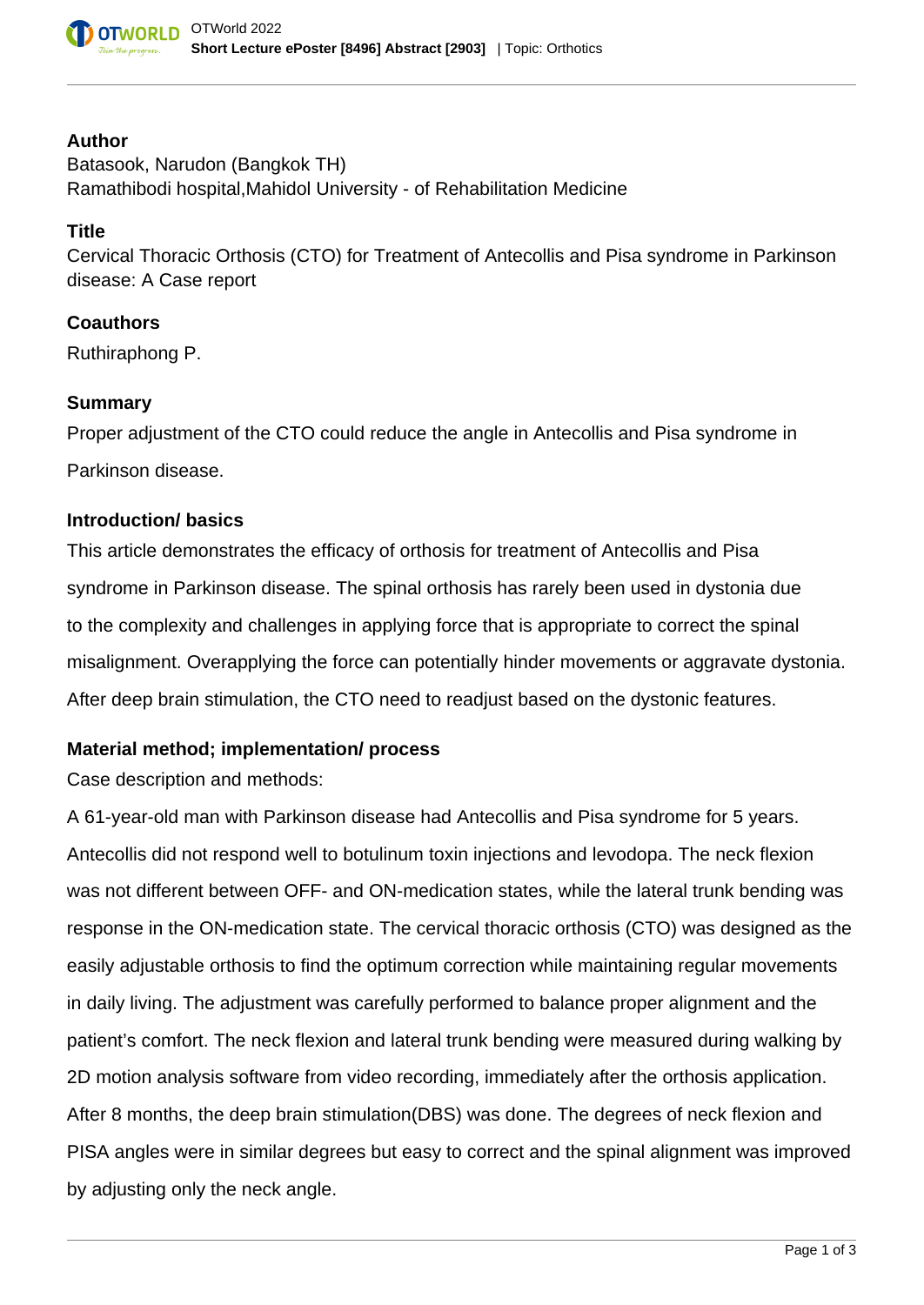**Author**

Batasook, Narudon (Bangkok TH)
Ramathibodi hospital,Mahidol University - of Rehabilitation Medicine

**Title**

Cervical Thoracic Orthosis (CTO) for Treatment of Antecollis and Pisa syndrome in Parkinson disease: A Case report

**Coauthors**

Ruthiraphong P.

**Summary**

Proper adjustment of the CTO could reduce the angle in Antecollis and Pisa syndrome in Parkinson disease.

**Introduction/ basics**

This article demonstrates the efficacy of orthosis for treatment of Antecollis and Pisa syndrome in Parkinson disease. The spinal orthosis has rarely been used in dystonia due to the complexity and challenges in applying force that is appropriate to correct the spinal misalignment. Overapplying the force can potentially hinder movements or aggravate dystonia. After deep brain stimulation, the CTO need to readjust based on the dystonic features.

**Material method; implementation/ process**

Case description and methods:

A 61-year-old man with Parkinson disease had Antecollis and Pisa syndrome for 5 years. Antecollis did not respond well to botulinum toxin injections and levodopa. The neck flexion was not different between OFF- and ON-medication states, while the lateral trunk bending was response in the ON-medication state. The cervical thoracic orthosis (CTO) was designed as the easily adjustable orthosis to find the optimum correction while maintaining regular movements in daily living. The adjustment was carefully performed to balance proper alignment and the patient's comfort. The neck flexion and lateral trunk bending were measured during walking by 2D motion analysis software from video recording, immediately after the orthosis application. After 8 months, the deep brain stimulation(DBS) was done. The degrees of neck flexion and PISA angles were in similar degrees but easy to correct and the spinal alignment was improved by adjusting only the neck angle.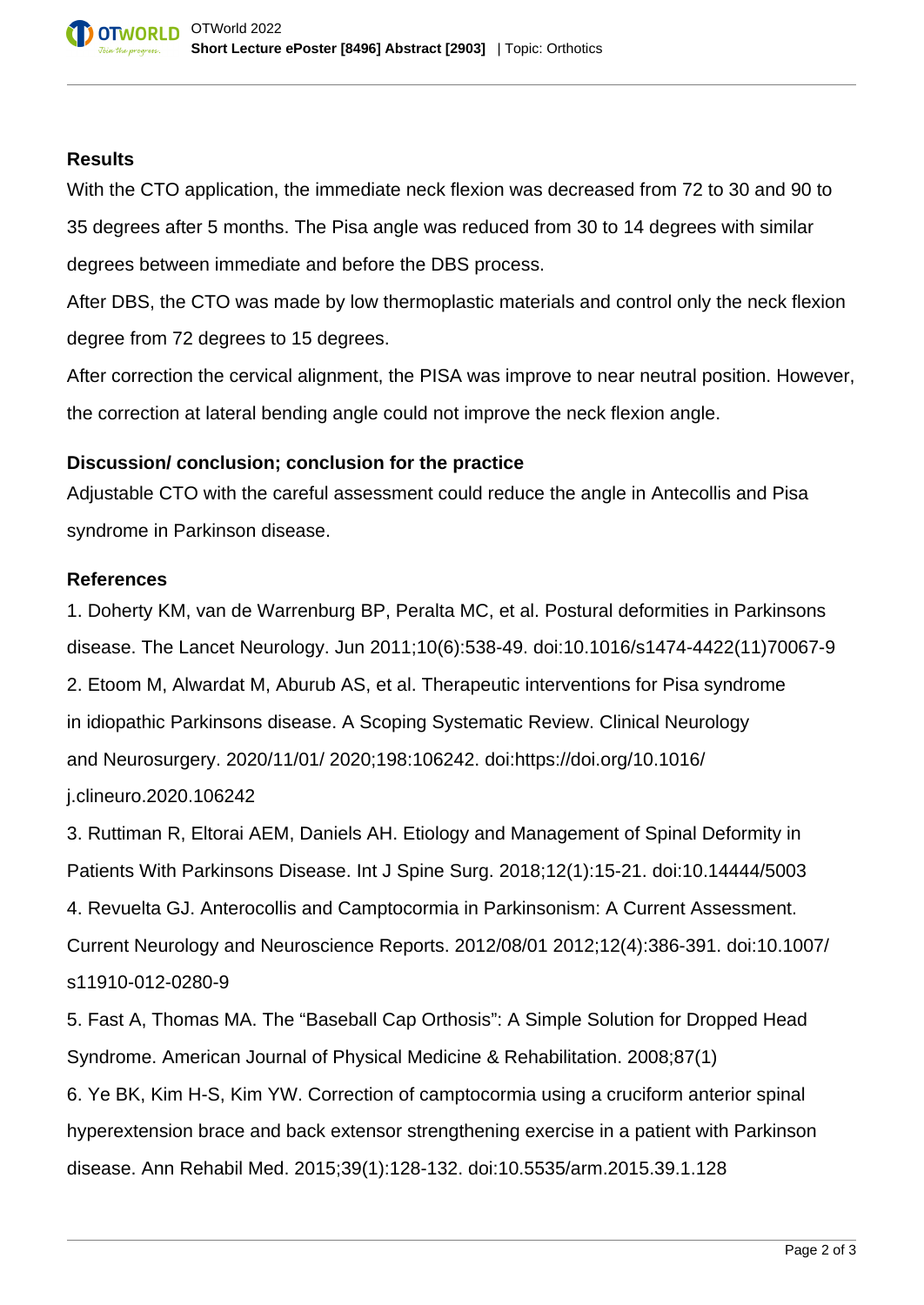### Results

With the CTO application, the immediate neck flexion was decreased from 72 to 30 and 90 to 35 degrees after 5 months. The Pisa angle was reduced from 30 to 14 degrees with similar degrees between immediate and before the DBS process.

After DBS, the CTO was made by low thermoplastic materials and control only the neck flexion degree from 72 degrees to 15 degrees.

After correction the cervical alignment, the PISA was improve to near neutral position. However, the correction at lateral bending angle could not improve the neck flexion angle.

### Discussion/ conclusion; conclusion for the practice

Adjustable CTO with the careful assessment could reduce the angle in Antecollis and Pisa syndrome in Parkinson disease.

### References

1. Doherty KM, van de Warrenburg BP, Peralta MC, et al. Postural deformities in Parkinsons disease. The Lancet Neurology. Jun 2011;10(6):538-49. doi:10.1016/s1474-4422(11)70067-9
2. Etoom M, Alwardat M, Aburub AS, et al. Therapeutic interventions for Pisa syndrome in idiopathic Parkinsons disease. A Scoping Systematic Review. Clinical Neurology and Neurosurgery. 2020/11/01/ 2020;198:106242. doi:https://doi.org/10.1016/j.clineuro.2020.106242
3. Ruttiman R, Eltorai AEM, Daniels AH. Etiology and Management of Spinal Deformity in Patients With Parkinsons Disease. Int J Spine Surg. 2018;12(1):15-21. doi:10.14444/5003
4. Revuelta GJ. Anterocollis and Camptocormia in Parkinsonism: A Current Assessment. Current Neurology and Neuroscience Reports. 2012/08/01 2012;12(4):386-391. doi:10.1007/s11910-012-0280-9
5. Fast A, Thomas MA. The “Baseball Cap Orthosis”: A Simple Solution for Dropped Head Syndrome. American Journal of Physical Medicine & Rehabilitation. 2008;87(1)
6. Ye BK, Kim H-S, Kim YW. Correction of camptocormia using a cruciform anterior spinal hyperextension brace and back extensor strengthening exercise in a patient with Parkinson disease. Ann Rehabil Med. 2015;39(1):128-132. doi:10.5535/arm.2015.39.1.128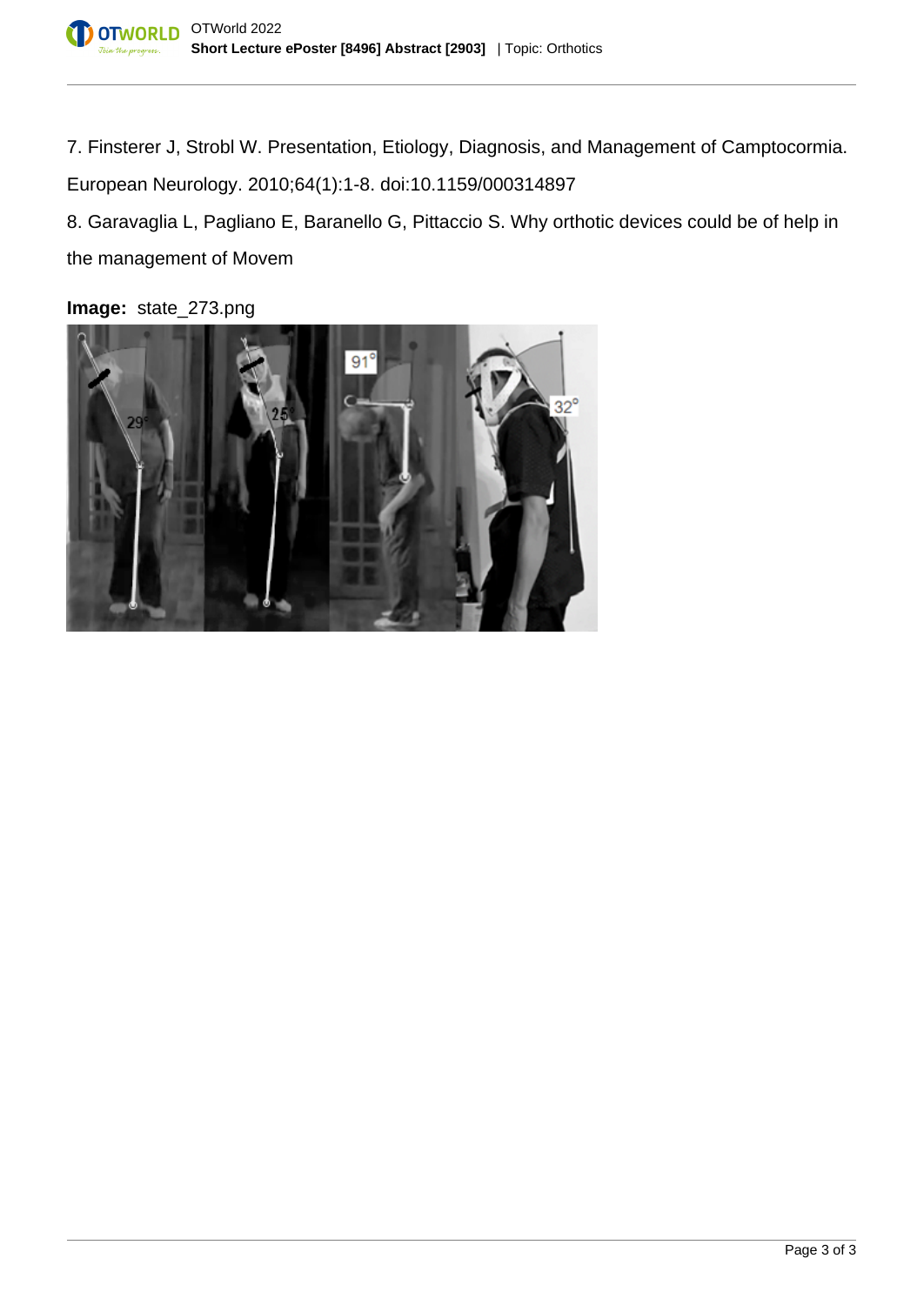7. Finsterer J, Strobl W. Presentation, Etiology, Diagnosis, and Management of Camptocormia. European Neurology. 2010;64(1):1-8. doi:10.1159/000314897

8. Garavaglia L, Pagliano E, Baranello G, Pittaccio S. Why orthotic devices could be of help in the management of Movem

**Image:** state_273.png